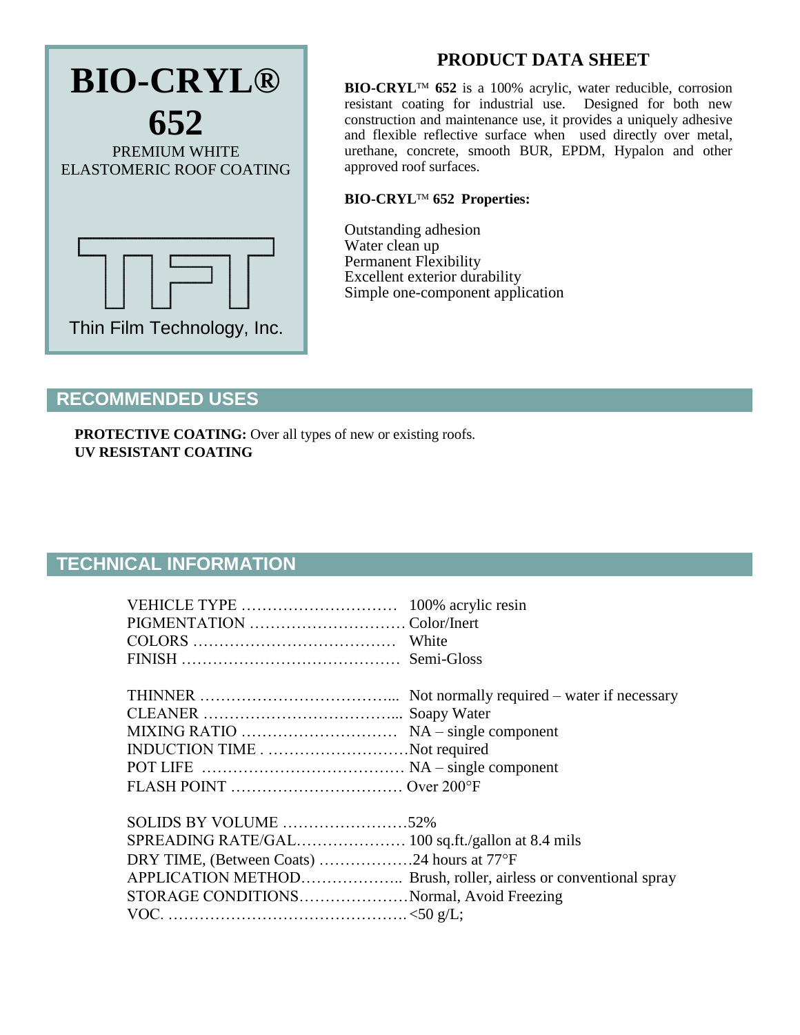# BIO-CRYL® 652

PREMIUM WHITE ELASTOMERIC ROOF COATING

TFT

Thin Film Technology, Inc.

## PRODUCT DATA SHEET

**BIO-CRYL**™ **652** is a 100% acrylic, water reducible, corrosion resistant coating for industrial use. Designed for both new construction and maintenance use, it provides a uniquely adhesive and flexible reflective surface when used directly over metal, urethane, concrete, smooth BUR, EPDM, Hypalon and other approved roof surfaces.

**BIO-CRYL**™ **652 Properties:**

Outstanding adhesion
Water clean up
Permanent Flexibility
Excellent exterior durability
Simple one-component application

## RECOMMENDED USES

**PROTECTIVE COATING:** Over all types of new or existing roofs.
**UV RESISTANT COATING**

## TECHNICAL INFORMATION

VEHICLE TYPE ………………………… 100% acrylic resin
PIGMENTATION ………………………… Color/Inert
COLORS ………………………………… White
FINISH …………………………………… Semi-Gloss

THINNER ……………………………….. Not normally required – water if necessary
CLEANER ……………………………….. Soapy Water
MIXING RATIO ………………………… NA – single component
INDUCTION TIME . ………………………Not required
POT LIFE ………………………………… NA – single component
FLASH POINT …………………………… Over 200°F

SOLIDS BY VOLUME ……………………52%
SPREADING RATE/GAL………………… 100 sq.ft./gallon at 8.4 mils
DRY TIME, (Between Coats) ………………24 hours at 77°F
APPLICATION METHOD……………….. Brush, roller, airless or conventional spray
STORAGE CONDITIONS…………………Normal, Avoid Freezing
VOC. ………………………………………. <50 g/L;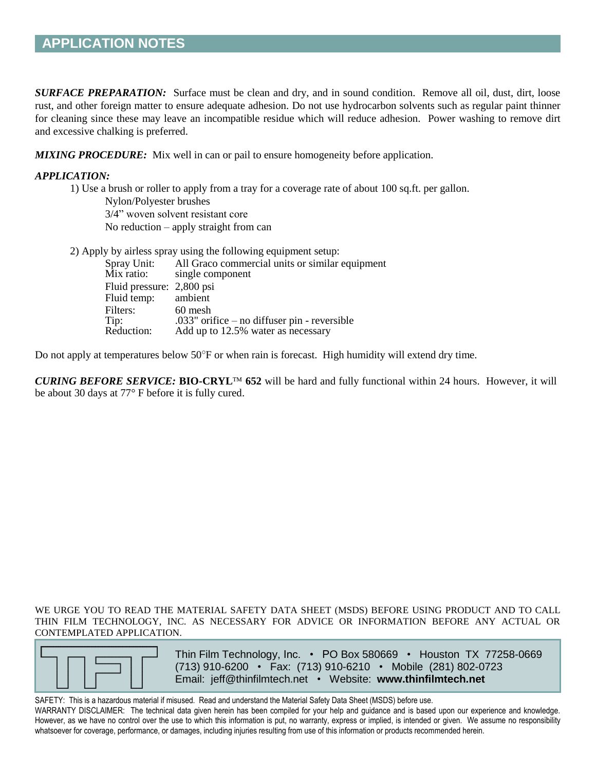## APPLICATION NOTES

***SURFACE PREPARATION:*** Surface must be clean and dry, and in sound condition. Remove all oil, dust, dirt, loose rust, and other foreign matter to ensure adequate adhesion. Do not use hydrocarbon solvents such as regular paint thinner for cleaning since these may leave an incompatible residue which will reduce adhesion. Power washing to remove dirt and excessive chalking is preferred.

***MIXING PROCEDURE:*** Mix well in can or pail to ensure homogeneity before application.

***APPLICATION:***

1) Use a brush or roller to apply from a tray for a coverage rate of about 100 sq.ft. per gallon.
   - Nylon/Polyester brushes
   - 3/4" woven solvent resistant core
   - No reduction – apply straight from can

2) Apply by airless spray using the following equipment setup:

| | |
|---|---|
| Spray Unit: | All Graco commercial units or similar equipment |
| Mix ratio: | single component |
| Fluid pressure: | 2,800 psi |
| Fluid temp: | ambient |
| Filters: | 60 mesh |
| Tip: | .033" orifice – no diffuser pin - reversible |
| Reduction: | Add up to 12.5% water as necessary |

Do not apply at temperatures below 50°F or when rain is forecast. High humidity will extend dry time.

***CURING BEFORE SERVICE:*** **BIO-CRYL**™ **652** will be hard and fully functional within 24 hours. However, it will be about 30 days at 77° F before it is fully cured.

WE URGE YOU TO READ THE MATERIAL SAFETY DATA SHEET (MSDS) BEFORE USING PRODUCT AND TO CALL THIN FILM TECHNOLOGY, INC. AS NECESSARY FOR ADVICE OR INFORMATION BEFORE ANY ACTUAL OR CONTEMPLATED APPLICATION.

TFT

Thin Film Technology, Inc. • PO Box 580669 • Houston TX 77258-0669
(713) 910-6200 • Fax: (713) 910-6210 • Mobile (281) 802-0723
Email: jeff@thinfilmtech.net • Website: **www.thinfilmtech.net**

SAFETY: This is a hazardous material if misused. Read and understand the Material Safety Data Sheet (MSDS) before use.

WARRANTY DISCLAIMER: The technical data given herein has been compiled for your help and guidance and is based upon our experience and knowledge. However, as we have no control over the use to which this information is put, no warranty, express or implied, is intended or given. We assume no responsibility whatsoever for coverage, performance, or damages, including injuries resulting from use of this information or products recommended herein.